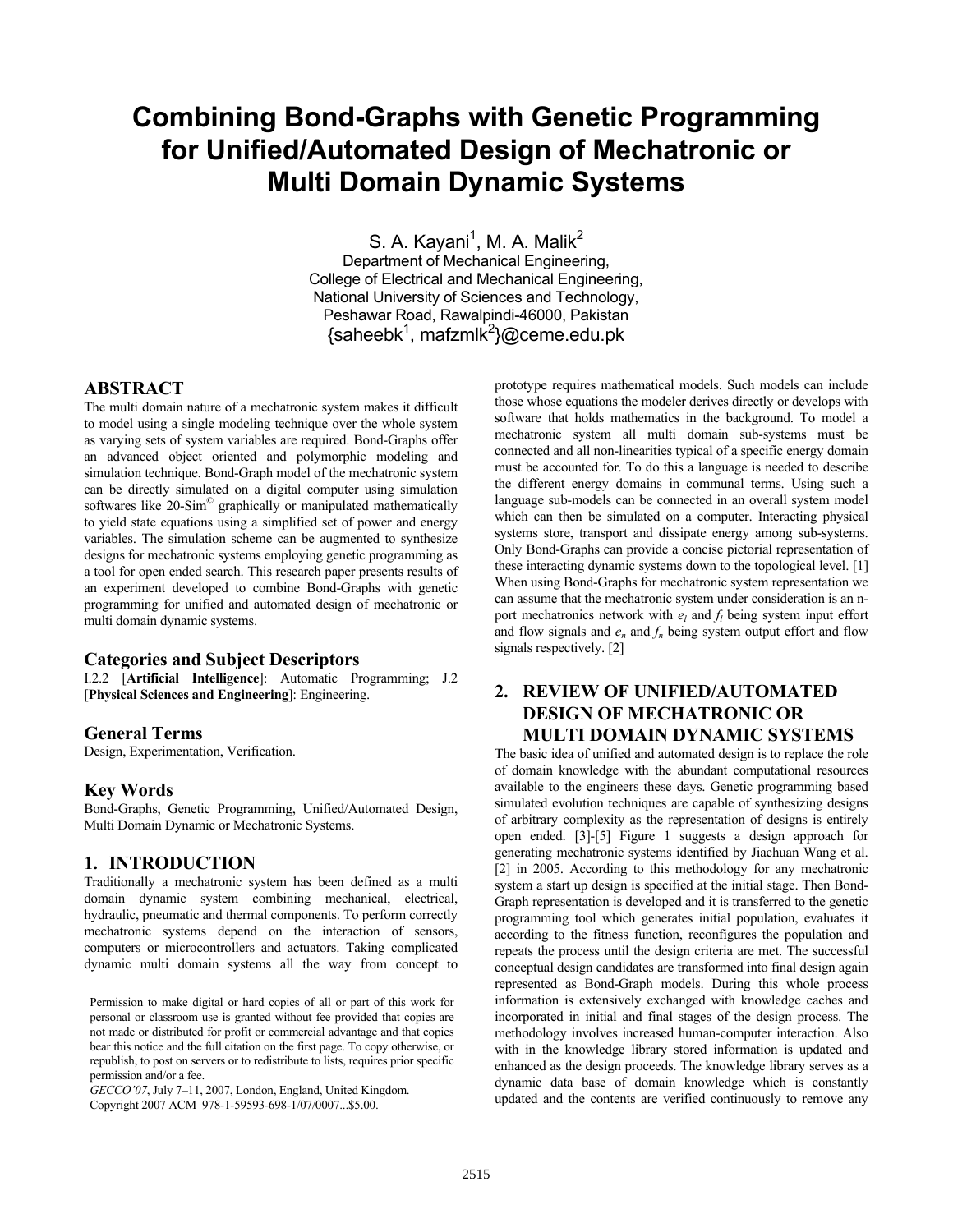# Combining Bond-Graphs with Genetic Programming for Unified/Automated Design of Mechatronic or Multi Domain Dynamic Systems

S. A. Kayani[1], M. A. Malik[2]
Department of Mechanical Engineering,
College of Electrical and Mechanical Engineering,
National University of Sciences and Technology,
Peshawar Road, Rawalpindi-46000, Pakistan
{saheebk[1], mafzmlk[2]}@ceme.edu.pk

## ABSTRACT

The multi domain nature of a mechatronic system makes it difficult to model using a single modeling technique over the whole system as varying sets of system variables are required. Bond-Graphs offer an advanced object oriented and polymorphic modeling and simulation technique. Bond-Graph model of the mechatronic system can be directly simulated on a digital computer using simulation softwares like 20-Sim© graphically or manipulated mathematically to yield state equations using a simplified set of power and energy variables. The simulation scheme can be augmented to synthesize designs for mechatronic systems employing genetic programming as a tool for open ended search. This research paper presents results of an experiment developed to combine Bond-Graphs with genetic programming for unified and automated design of mechatronic or multi domain dynamic systems.

### Categories and Subject Descriptors

I.2.2 [**Artificial Intelligence**]: Automatic Programming; J.2 [**Physical Sciences and Engineering**]: Engineering.

### General Terms

Design, Experimentation, Verification.

### Key Words

Bond-Graphs, Genetic Programming, Unified/Automated Design, Multi Domain Dynamic or Mechatronic Systems.

## 1. INTRODUCTION

Traditionally a mechatronic system has been defined as a multi domain dynamic system combining mechanical, electrical, hydraulic, pneumatic and thermal components. To perform correctly mechatronic systems depend on the interaction of sensors, computers or microcontrollers and actuators. Taking complicated dynamic multi domain systems all the way from concept to prototype requires mathematical models. Such models can include those whose equations the modeler derives directly or develops with software that holds mathematics in the background. To model a mechatronic system all multi domain sub-systems must be connected and all non-linearities typical of a specific energy domain must be accounted for. To do this a language is needed to describe the different energy domains in communal terms. Using such a language sub-models can be connected in an overall system model which can then be simulated on a computer. Interacting physical systems store, transport and dissipate energy among sub-systems. Only Bond-Graphs can provide a concise pictorial representation of these interacting dynamic systems down to the topological level. [1] When using Bond-Graphs for mechatronic system representation we can assume that the mechatronic system under consideration is an n-port mechatronics network with $e_l$ and $f_l$ being system input effort and flow signals and $e_n$ and $f_n$ being system output effort and flow signals respectively. [2]

Permission to make digital or hard copies of all or part of this work for personal or classroom use is granted without fee provided that copies are not made or distributed for profit or commercial advantage and that copies bear this notice and the full citation on the first page. To copy otherwise, or republish, to post on servers or to redistribute to lists, requires prior specific permission and/or a fee.
*GECCO'07*, July 7–11, 2007, London, England, United Kingdom.
Copyright 2007 ACM 978-1-59593-698-1/07/0007...$5.00.

## 2. REVIEW OF UNIFIED/AUTOMATED DESIGN OF MECHATRONIC OR MULTI DOMAIN DYNAMIC SYSTEMS

The basic idea of unified and automated design is to replace the role of domain knowledge with the abundant computational resources available to the engineers these days. Genetic programming based simulated evolution techniques are capable of synthesizing designs of arbitrary complexity as the representation of designs is entirely open ended. [3]-[5] Figure 1 suggests a design approach for generating mechatronic systems identified by Jiachuan Wang et al. [2] in 2005. According to this methodology for any mechatronic system a start up design is specified at the initial stage. Then Bond-Graph representation is developed and it is transferred to the genetic programming tool which generates initial population, evaluates it according to the fitness function, reconfigures the population and repeats the process until the design criteria are met. The successful conceptual design candidates are transformed into final design again represented as Bond-Graph models. During this whole process information is extensively exchanged with knowledge caches and incorporated in initial and final stages of the design process. The methodology involves increased human-computer interaction. Also with in the knowledge library stored information is updated and enhanced as the design proceeds. The knowledge library serves as a dynamic data base of domain knowledge which is constantly updated and the contents are verified continuously to remove any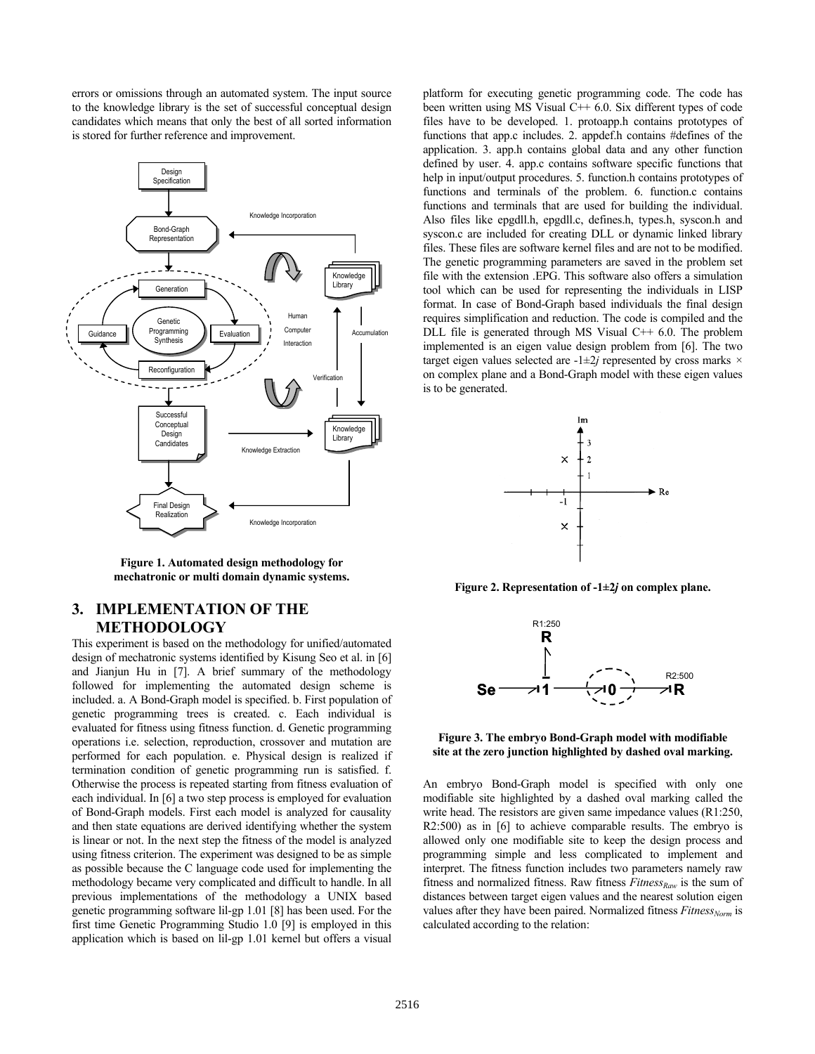errors or omissions through an automated system. The input source to the knowledge library is the set of successful conceptual design candidates which means that only the best of all sorted information is stored for further reference and improvement.

**Figure 1. Automated design methodology for mechatronic or multi domain dynamic systems.**

## 3. IMPLEMENTATION OF THE METHODOLOGY

This experiment is based on the methodology for unified/automated design of mechatronic systems identified by Kisung Seo et al. in [6] and Jianjun Hu in [7]. A brief summary of the methodology followed for implementing the automated design scheme is included. a. A Bond-Graph model is specified. b. First population of genetic programming trees is created. c. Each individual is evaluated for fitness using fitness function. d. Genetic programming operations i.e. selection, reproduction, crossover and mutation are performed for each population. e. Physical design is realized if termination condition of genetic programming run is satisfied. f. Otherwise the process is repeated starting from fitness evaluation of each individual. In [6] a two step process is employed for evaluation of Bond-Graph models. First each model is analyzed for causality and then state equations are derived identifying whether the system is linear or not. In the next step the fitness of the model is analyzed using fitness criterion. The experiment was designed to be as simple as possible because the C language code used for implementing the methodology became very complicated and difficult to handle. In all previous implementations of the methodology a UNIX based genetic programming software lil-gp 1.01 [8] has been used. For the first time Genetic Programming Studio 1.0 [9] is employed in this application which is based on lil-gp 1.01 kernel but offers a visual platform for executing genetic programming code. The code has been written using MS Visual C++ 6.0. Six different types of code files have to be developed. 1. protoapp.h contains prototypes of functions that app.c includes. 2. appdef.h contains #defines of the application. 3. app.h contains global data and any other function defined by user. 4. app.c contains software specific functions that help in input/output procedures. 5. function.h contains prototypes of functions and terminals of the problem. 6. function.c contains functions and terminals that are used for building the individual. Also files like epgdll.h, epgdll.c, defines.h, types.h, syscon.h and syscon.c are included for creating DLL or dynamic linked library files. These files are software kernel files and are not to be modified. The genetic programming parameters are saved in the problem set file with the extension .EPG. This software also offers a simulation tool which can be used for representing the individuals in LISP format. In case of Bond-Graph based individuals the final design requires simplification and reduction. The code is compiled and the DLL file is generated through MS Visual C++ 6.0. The problem implemented is an eigen value design problem from [6]. The two target eigen values selected are $-1\pm2j$ represented by cross marks × on complex plane and a Bond-Graph model with these eigen values is to be generated.

**Figure 2. Representation of $-1\pm2j$ on complex plane.**

**Figure 3. The embryo Bond-Graph model with modifiable site at the zero junction highlighted by dashed oval marking.**

An embryo Bond-Graph model is specified with only one modifiable site highlighted by a dashed oval marking called the write head. The resistors are given same impedance values (R1:250, R2:500) as in [6] to achieve comparable results. The embryo is allowed only one modifiable site to keep the design process and programming simple and less complicated to implement and interpret. The fitness function includes two parameters namely raw fitness and normalized fitness. Raw fitness $Fitness_{Raw}$ is the sum of distances between target eigen values and the nearest solution eigen values after they have been paired. Normalized fitness $Fitness_{Norm}$ is calculated according to the relation: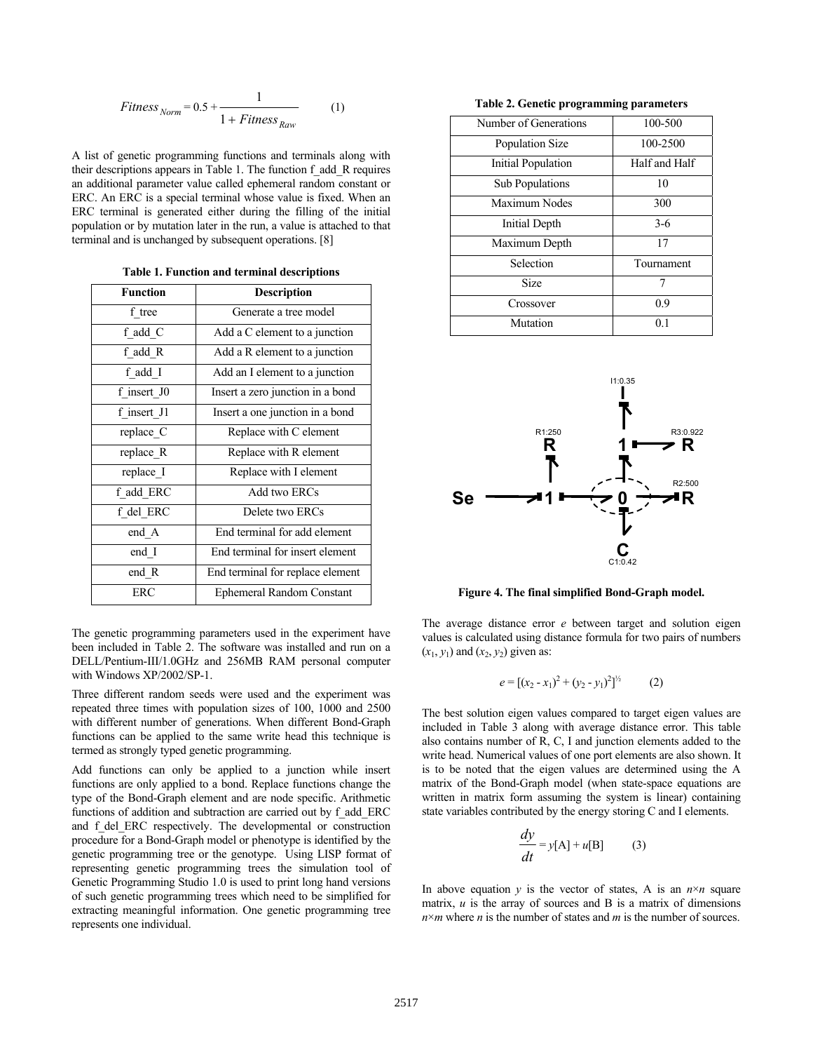$$Fitness_{Norm} = 0.5 + \frac{1}{1 + Fitness_{Raw}} \qquad (1)$$

A list of genetic programming functions and terminals along with their descriptions appears in Table 1. The function f_add_R requires an additional parameter value called ephemeral random constant or ERC. An ERC is a special terminal whose value is fixed. When an ERC terminal is generated either during the filling of the initial population or by mutation later in the run, a value is attached to that terminal and is unchanged by subsequent operations. [8]

**Table 1. Function and terminal descriptions**

| Function | Description |
|---|---|
| f_tree | Generate a tree model |
| f_add_C | Add a C element to a junction |
| f_add_R | Add a R element to a junction |
| f_add_I | Add an I element to a junction |
| f_insert_J0 | Insert a zero junction in a bond |
| f_insert_J1 | Insert a one junction in a bond |
| replace_C | Replace with C element |
| replace_R | Replace with R element |
| replace_I | Replace with I element |
| f_add_ERC | Add two ERCs |
| f_del_ERC | Delete two ERCs |
| end_A | End terminal for add element |
| end_I | End terminal for insert element |
| end_R | End terminal for replace element |
| ERC | Ephemeral Random Constant |

The genetic programming parameters used in the experiment have been included in Table 2. The software was installed and run on a DELL/Pentium-III/1.0GHz and 256MB RAM personal computer with Windows XP/2002/SP-1.

Three different random seeds were used and the experiment was repeated three times with population sizes of 100, 1000 and 2500 with different number of generations. When different Bond-Graph functions can be applied to the same write head this technique is termed as strongly typed genetic programming.

Add functions can only be applied to a junction while insert functions are only applied to a bond. Replace functions change the type of the Bond-Graph element and are node specific. Arithmetic functions of addition and subtraction are carried out by f_add_ERC and f_del_ERC respectively. The developmental or construction procedure for a Bond-Graph model or phenotype is identified by the genetic programming tree or the genotype. Using LISP format of representing genetic programming trees the simulation tool of Genetic Programming Studio 1.0 is used to print long hand versions of such genetic programming trees which need to be simplified for extracting meaningful information. One genetic programming tree represents one individual.

**Table 2. Genetic programming parameters**

| | |
|---|---|
| Number of Generations | 100-500 |
| Population Size | 100-2500 |
| Initial Population | Half and Half |
| Sub Populations | 10 |
| Maximum Nodes | 300 |
| Initial Depth | 3-6 |
| Maximum Depth | 17 |
| Selection | Tournament |
| Size | 7 |
| Crossover | 0.9 |
| Mutation | 0.1 |

**Figure 4. The final simplified Bond-Graph model.**

The average distance error $e$ between target and solution eigen values is calculated using distance formula for two pairs of numbers $(x_1, y_1)$ and $(x_2, y_2)$ given as:

$$e = [(x_2 - x_1)^2 + (y_2 - y_1)^2]^{1/2} \qquad (2)$$

The best solution eigen values compared to target eigen values are included in Table 3 along with average distance error. This table also contains number of R, C, I and junction elements added to the write head. Numerical values of one port elements are also shown. It is to be noted that the eigen values are determined using the A matrix of the Bond-Graph model (when state-space equations are written in matrix form assuming the system is linear) containing state variables contributed by the energy storing C and I elements.

$$\frac{dy}{dt} = y[\text{A}] + u[\text{B}] \qquad (3)$$

In above equation $y$ is the vector of states, A is an $n \times n$ square matrix, $u$ is the array of sources and B is a matrix of dimensions $n \times m$ where $n$ is the number of states and $m$ is the number of sources.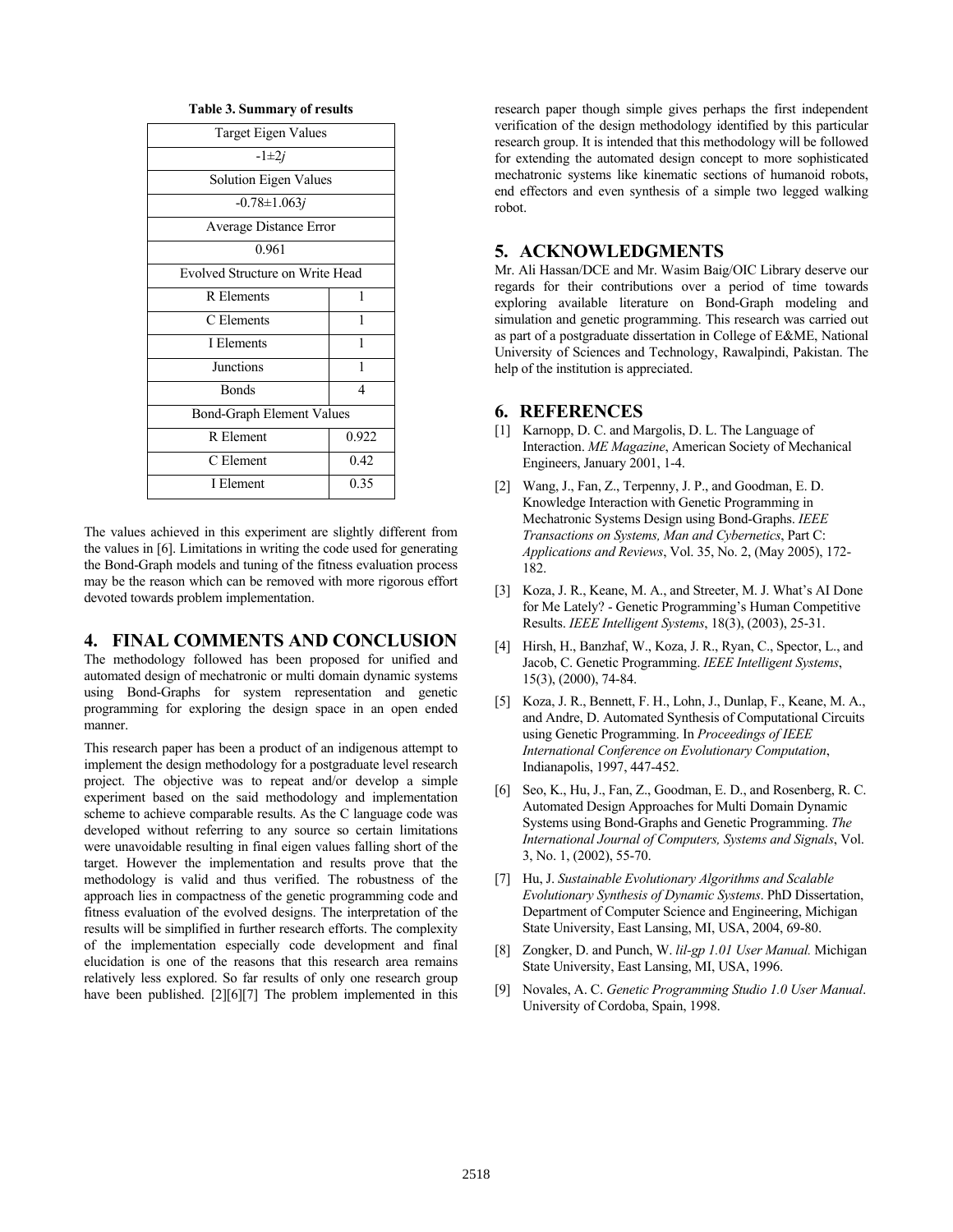**Table 3. Summary of results**

| | |
|---|---|
| Target Eigen Values | |
| $-1\pm2j$ | |
| Solution Eigen Values | |
| $-0.78\pm1.063j$ | |
| Average Distance Error | |
| 0.961 | |
| Evolved Structure on Write Head | |
| R Elements | 1 |
| C Elements | 1 |
| I Elements | 1 |
| Junctions | 1 |
| Bonds | 4 |
| Bond-Graph Element Values | |
| R Element | 0.922 |
| C Element | 0.42 |
| I Element | 0.35 |

The values achieved in this experiment are slightly different from the values in [6]. Limitations in writing the code used for generating the Bond-Graph models and tuning of the fitness evaluation process may be the reason which can be removed with more rigorous effort devoted towards problem implementation.

## 4. FINAL COMMENTS AND CONCLUSION

The methodology followed has been proposed for unified and automated design of mechatronic or multi domain dynamic systems using Bond-Graphs for system representation and genetic programming for exploring the design space in an open ended manner.

This research paper has been a product of an indigenous attempt to implement the design methodology for a postgraduate level research project. The objective was to repeat and/or develop a simple experiment based on the said methodology and implementation scheme to achieve comparable results. As the C language code was developed without referring to any source so certain limitations were unavoidable resulting in final eigen values falling short of the target. However the implementation and results prove that the methodology is valid and thus verified. The robustness of the approach lies in compactness of the genetic programming code and fitness evaluation of the evolved designs. The interpretation of the results will be simplified in further research efforts. The complexity of the implementation especially code development and final elucidation is one of the reasons that this research area remains relatively less explored. So far results of only one research group have been published. [2][6][7] The problem implemented in this research paper though simple gives perhaps the first independent verification of the design methodology identified by this particular research group. It is intended that this methodology will be followed for extending the automated design concept to more sophisticated mechatronic systems like kinematic sections of humanoid robots, end effectors and even synthesis of a simple two legged walking robot.

## 5. ACKNOWLEDGMENTS

Mr. Ali Hassan/DCE and Mr. Wasim Baig/OIC Library deserve our regards for their contributions over a period of time towards exploring available literature on Bond-Graph modeling and simulation and genetic programming. This research was carried out as part of a postgraduate dissertation in College of E&ME, National University of Sciences and Technology, Rawalpindi, Pakistan. The help of the institution is appreciated.

## 6. REFERENCES

[1] Karnopp, D. C. and Margolis, D. L. The Language of Interaction. *ME Magazine*, American Society of Mechanical Engineers, January 2001, 1-4.

[2] Wang, J., Fan, Z., Terpenny, J. P., and Goodman, E. D. Knowledge Interaction with Genetic Programming in Mechatronic Systems Design using Bond-Graphs. *IEEE Transactions on Systems, Man and Cybernetics*, Part C: *Applications and Reviews*, Vol. 35, No. 2, (May 2005), 172-182.

[3] Koza, J. R., Keane, M. A., and Streeter, M. J. What's AI Done for Me Lately? - Genetic Programming's Human Competitive Results. *IEEE Intelligent Systems*, 18(3), (2003), 25-31.

[4] Hirsh, H., Banzhaf, W., Koza, J. R., Ryan, C., Spector, L., and Jacob, C. Genetic Programming. *IEEE Intelligent Systems*, 15(3), (2000), 74-84.

[5] Koza, J. R., Bennett, F. H., Lohn, J., Dunlap, F., Keane, M. A., and Andre, D. Automated Synthesis of Computational Circuits using Genetic Programming. In *Proceedings of IEEE International Conference on Evolutionary Computation*, Indianapolis, 1997, 447-452.

[6] Seo, K., Hu, J., Fan, Z., Goodman, E. D., and Rosenberg, R. C. Automated Design Approaches for Multi Domain Dynamic Systems using Bond-Graphs and Genetic Programming. *The International Journal of Computers, Systems and Signals*, Vol. 3, No. 1, (2002), 55-70.

[7] Hu, J. *Sustainable Evolutionary Algorithms and Scalable Evolutionary Synthesis of Dynamic Systems*. PhD Dissertation, Department of Computer Science and Engineering, Michigan State University, East Lansing, MI, USA, 2004, 69-80.

[8] Zongker, D. and Punch, W. *lil-gp 1.01 User Manual.* Michigan State University, East Lansing, MI, USA, 1996.

[9] Novales, A. C. *Genetic Programming Studio 1.0 User Manual*. University of Cordoba, Spain, 1998.